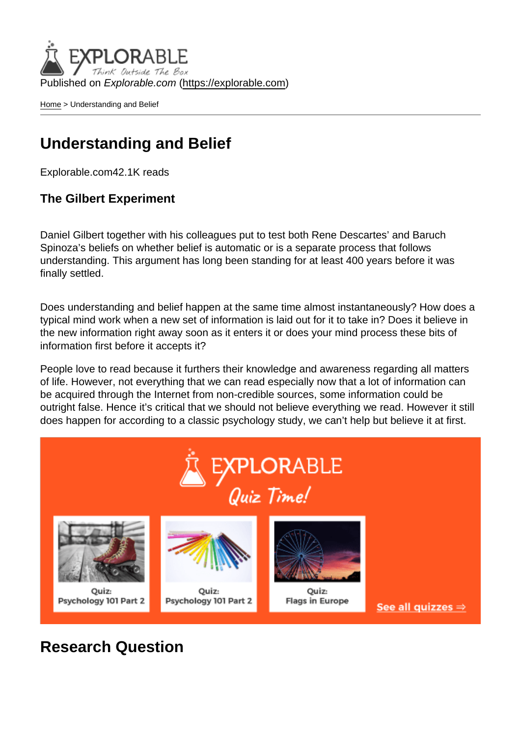Published on *Explorable.com* (https://explorable.com)

Home > Understanding and Belief

# Understanding and Belief

Explorable.com42.1K reads

### The Gilbert Experiment

Daniel Gilbert together with his colleagues put to test both Rene Descartes' and Baruch Spinoza's beliefs on whether belief is automatic or is a separate process that follows understanding. This argument has long been standing for at least 400 years before it was finally settled.

Does understanding and belief happen at the same time almost instantaneously? How does a typical mind work when a new set of information is laid out for it to take in? Does it believe in the new information right away soon as it enters it or does your mind process these bits of information first before it accepts it?

People love to read because it furthers their knowledge and awareness regarding all matters of life. However, not everything that we can read especially now that a lot of information can be acquired through the Internet from non-credible sources, some information could be outright false. Hence it's critical that we should not believe everything we read. However it still does happen for according to a classic psychology study, we can't help but believe it at first.

## Research Question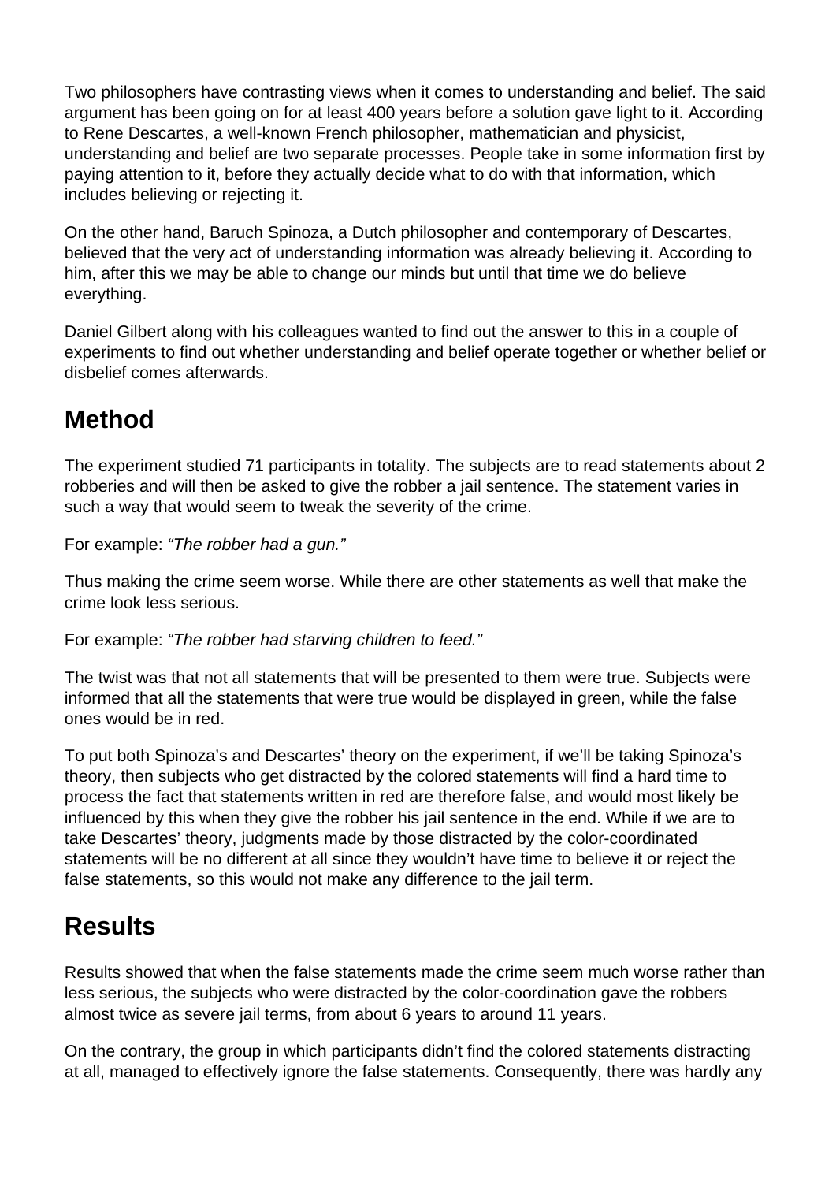Two philosophers have contrasting views when it comes to understanding and belief. The said argument has been going on for at least 400 years before a solution gave light to it. According to Rene Descartes, a well-known French philosopher, mathematician and physicist, understanding and belief are two separate processes. People take in some information first by paying attention to it, before they actually decide what to do with that information, which includes believing or rejecting it.

On the other hand, Baruch Spinoza, a Dutch philosopher and contemporary of Descartes, believed that the very act of understanding information was already believing it. According to him, after this we may be able to change our minds but until that time we do believe everything.

Daniel Gilbert along with his colleagues wanted to find out the answer to this in a couple of experiments to find out whether understanding and belief operate together or whether belief or disbelief comes afterwards.

## Method

The experiment studied 71 participants in totality. The subjects are to read statements about 2 robberies and will then be asked to give the robber a jail sentence. The statement varies in such a way that would seem to tweak the severity of the crime.

For example: *"The robber had a gun."*

Thus making the crime seem worse. While there are other statements as well that make the crime look less serious.

For example: *"The robber had starving children to feed."*

The twist was that not all statements that will be presented to them were true. Subjects were informed that all the statements that were true would be displayed in green, while the false ones would be in red.

To put both Spinoza's and Descartes' theory on the experiment, if we'll be taking Spinoza's theory, then subjects who get distracted by the colored statements will find a hard time to process the fact that statements written in red are therefore false, and would most likely be influenced by this when they give the robber his jail sentence in the end. While if we are to take Descartes' theory, judgments made by those distracted by the color-coordinated statements will be no different at all since they wouldn't have time to believe it or reject the false statements, so this would not make any difference to the jail term.

## Results

Results showed that when the false statements made the crime seem much worse rather than less serious, the subjects who were distracted by the color-coordination gave the robbers almost twice as severe jail terms, from about 6 years to around 11 years.

On the contrary, the group in which participants didn't find the colored statements distracting at all, managed to effectively ignore the false statements. Consequently, there was hardly any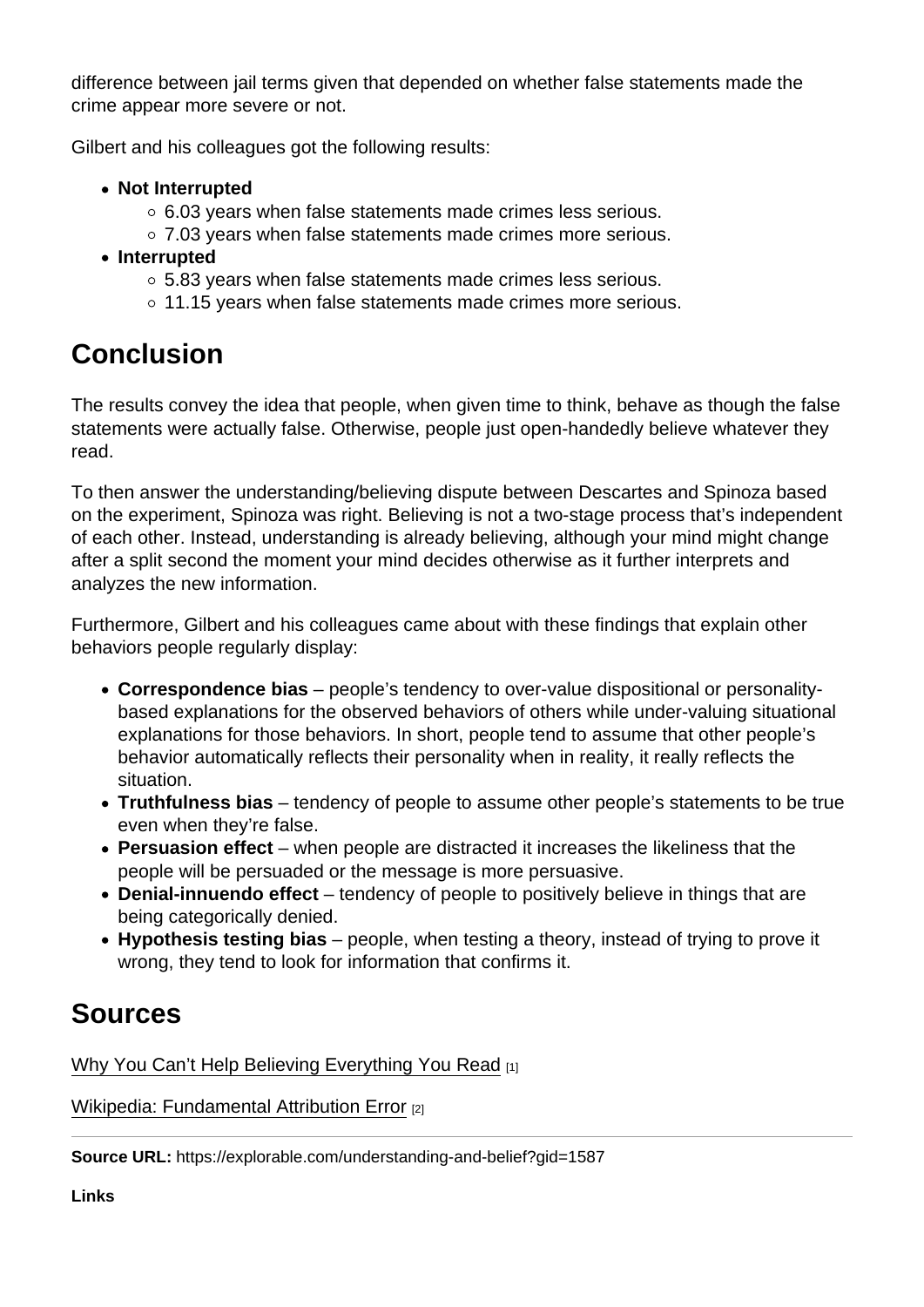difference between jail terms given that depended on whether false statements made the crime appear more severe or not.

Gilbert and his colleagues got the following results:

- **Not Interrupted**
  - 6.03 years when false statements made crimes less serious.
  - 7.03 years when false statements made crimes more serious.
- **Interrupted**
  - 5.83 years when false statements made crimes less serious.
  - 11.15 years when false statements made crimes more serious.

## Conclusion

The results convey the idea that people, when given time to think, behave as though the false statements were actually false. Otherwise, people just open-handedly believe whatever they read.

To then answer the understanding/believing dispute between Descartes and Spinoza based on the experiment, Spinoza was right. Believing is not a two-stage process that's independent of each other. Instead, understanding is already believing, although your mind might change after a split second the moment your mind decides otherwise as it further interprets and analyzes the new information.

Furthermore, Gilbert and his colleagues came about with these findings that explain other behaviors people regularly display:

- **Correspondence bias** – people's tendency to over-value dispositional or personality-based explanations for the observed behaviors of others while under-valuing situational explanations for those behaviors. In short, people tend to assume that other people's behavior automatically reflects their personality when in reality, it really reflects the situation.
- **Truthfulness bias** – tendency of people to assume other people's statements to be true even when they're false.
- **Persuasion effect** – when people are distracted it increases the likeliness that the people will be persuaded or the message is more persuasive.
- **Denial-innuendo effect** – tendency of people to positively believe in things that are being categorically denied.
- **Hypothesis testing bias** – people, when testing a theory, instead of trying to prove it wrong, they tend to look for information that confirms it.

## Sources

Why You Can't Help Believing Everything You Read [1]

Wikipedia: Fundamental Attribution Error [2]

**Source URL:** https://explorable.com/understanding-and-belief?gid=1587

**Links**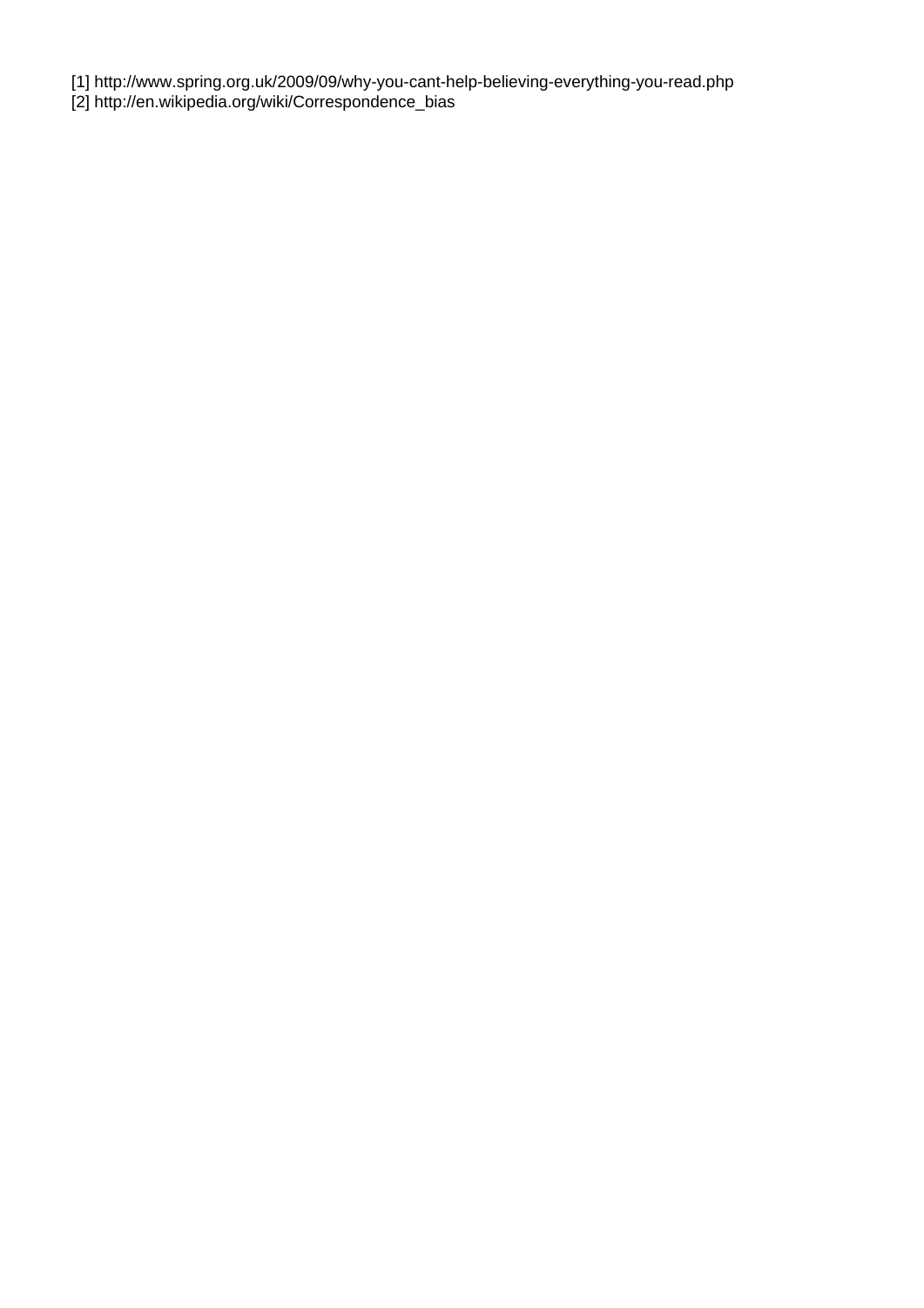[1] http://www.spring.org.uk/2009/09/why-you-cant-help-believing-everything-you-read.php
[2] http://en.wikipedia.org/wiki/Correspondence_bias